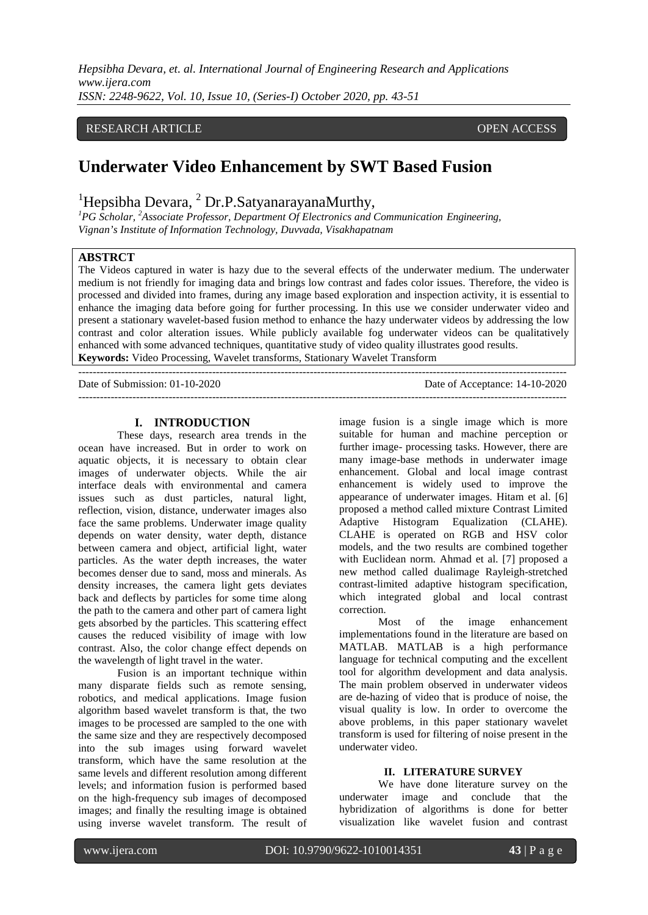RESEARCH ARTICLE OPEN ACCESS

# Underwater Video Enhancement by SWT Based Fusion

[1]Hepsibha Devara, [2] Dr.P.SatyanarayanaMurthy,

*[1]PG Scholar, [2]Associate Professor, Department Of Electronics and Communication Engineering, Vignan's Institute of Information Technology, Duvvada, Visakhapatnam*

## ABSTRCT

The Videos captured in water is hazy due to the several effects of the underwater medium. The underwater medium is not friendly for imaging data and brings low contrast and fades color issues. Therefore, the video is processed and divided into frames, during any image based exploration and inspection activity, it is essential to enhance the imaging data before going for further processing. In this use we consider underwater video and present a stationary wavelet-based fusion method to enhance the hazy underwater videos by addressing the low contrast and color alteration issues. While publicly available fog underwater videos can be qualitatively enhanced with some advanced techniques, quantitative study of video quality illustrates good results.

**Keywords:** Video Processing, Wavelet transforms, Stationary Wavelet Transform

---

Date of Submission: 01-10-2020 Date of Acceptance: 14-10-2020

---

## I. INTRODUCTION

These days, research area trends in the ocean have increased. But in order to work on aquatic objects, it is necessary to obtain clear images of underwater objects. While the air interface deals with environmental and camera issues such as dust particles, natural light, reflection, vision, distance, underwater images also face the same problems. Underwater image quality depends on water density, water depth, distance between camera and object, artificial light, water particles. As the water depth increases, the water becomes denser due to sand, moss and minerals. As density increases, the camera light gets deviates back and deflects by particles for some time along the path to the camera and other part of camera light gets absorbed by the particles. This scattering effect causes the reduced visibility of image with low contrast. Also, the color change effect depends on the wavelength of light travel in the water.

Fusion is an important technique within many disparate fields such as remote sensing, robotics, and medical applications. Image fusion algorithm based wavelet transform is that, the two images to be processed are sampled to the one with the same size and they are respectively decomposed into the sub images using forward wavelet transform, which have the same resolution at the same levels and different resolution among different levels; and information fusion is performed based on the high-frequency sub images of decomposed images; and finally the resulting image is obtained using inverse wavelet transform. The result of image fusion is a single image which is more suitable for human and machine perception or further image- processing tasks. However, there are many image-base methods in underwater image enhancement. Global and local image contrast enhancement is widely used to improve the appearance of underwater images. Hitam et al. [6] proposed a method called mixture Contrast Limited Adaptive Histogram Equalization (CLAHE). CLAHE is operated on RGB and HSV color models, and the two results are combined together with Euclidean norm. Ahmad et al. [7] proposed a new method called dualimage Rayleigh-stretched contrast-limited adaptive histogram specification, which integrated global and local contrast correction.

Most of the image enhancement implementations found in the literature are based on MATLAB. MATLAB is a high performance language for technical computing and the excellent tool for algorithm development and data analysis. The main problem observed in underwater videos are de-hazing of video that is produce of noise, the visual quality is low. In order to overcome the above problems, in this paper stationary wavelet transform is used for filtering of noise present in the underwater video.

## II. LITERATURE SURVEY

We have done literature survey on the underwater image and conclude that the hybridization of algorithms is done for better visualization like wavelet fusion and contrast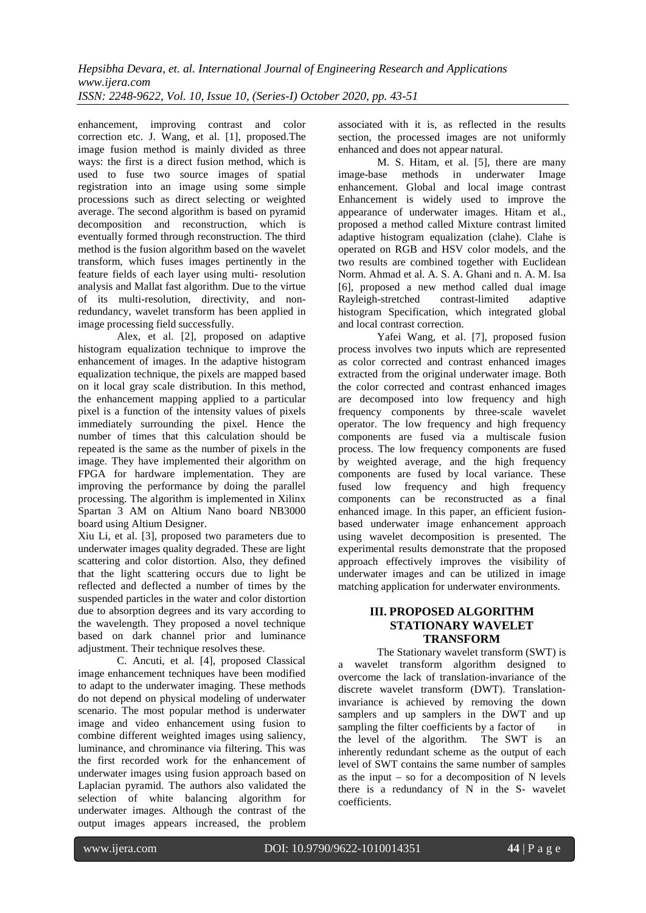enhancement, improving contrast and color correction etc. J. Wang, et al. [1], proposed.The image fusion method is mainly divided as three ways: the first is a direct fusion method, which is used to fuse two source images of spatial registration into an image using some simple processions such as direct selecting or weighted average. The second algorithm is based on pyramid decomposition and reconstruction, which is eventually formed through reconstruction. The third method is the fusion algorithm based on the wavelet transform, which fuses images pertinently in the feature fields of each layer using multi- resolution analysis and Mallat fast algorithm. Due to the virtue of its multi-resolution, directivity, and non-redundancy, wavelet transform has been applied in image processing field successfully.

Alex, et al. [2], proposed on adaptive histogram equalization technique to improve the enhancement of images. In the adaptive histogram equalization technique, the pixels are mapped based on it local gray scale distribution. In this method, the enhancement mapping applied to a particular pixel is a function of the intensity values of pixels immediately surrounding the pixel. Hence the number of times that this calculation should be repeated is the same as the number of pixels in the image. They have implemented their algorithm on FPGA for hardware implementation. They are improving the performance by doing the parallel processing. The algorithm is implemented in Xilinx Spartan 3 AM on Altium Nano board NB3000 board using Altium Designer.

Xiu Li, et al. [3], proposed two parameters due to underwater images quality degraded. These are light scattering and color distortion. Also, they defined that the light scattering occurs due to light be reflected and deflected a number of times by the suspended particles in the water and color distortion due to absorption degrees and its vary according to the wavelength. They proposed a novel technique based on dark channel prior and luminance adjustment. Their technique resolves these.

C. Ancuti, et al. [4], proposed Classical image enhancement techniques have been modified to adapt to the underwater imaging. These methods do not depend on physical modeling of underwater scenario. The most popular method is underwater image and video enhancement using fusion to combine different weighted images using saliency, luminance, and chrominance via filtering. This was the first recorded work for the enhancement of underwater images using fusion approach based on Laplacian pyramid. The authors also validated the selection of white balancing algorithm for underwater images. Although the contrast of the output images appears increased, the problem associated with it is, as reflected in the results section, the processed images are not uniformly enhanced and does not appear natural.

M. S. Hitam, et al. [5], there are many image-base methods in underwater Image enhancement. Global and local image contrast Enhancement is widely used to improve the appearance of underwater images. Hitam et al., proposed a method called Mixture contrast limited adaptive histogram equalization (clahe). Clahe is operated on RGB and HSV color models, and the two results are combined together with Euclidean Norm. Ahmad et al. A. S. A. Ghani and n. A. M. Isa [6], proposed a new method called dual image Rayleigh-stretched contrast-limited adaptive histogram Specification, which integrated global and local contrast correction.

Yafei Wang, et al. [7], proposed fusion process involves two inputs which are represented as color corrected and contrast enhanced images extracted from the original underwater image. Both the color corrected and contrast enhanced images are decomposed into low frequency and high frequency components by three-scale wavelet operator. The low frequency and high frequency components are fused via a multiscale fusion process. The low frequency components are fused by weighted average, and the high frequency components are fused by local variance. These fused low frequency and high frequency components can be reconstructed as a final enhanced image. In this paper, an efficient fusion-based underwater image enhancement approach using wavelet decomposition is presented. The experimental results demonstrate that the proposed approach effectively improves the visibility of underwater images and can be utilized in image matching application for underwater environments.

## III. PROPOSED ALGORITHM STATIONARY WAVELET TRANSFORM

The Stationary wavelet transform (SWT) is a wavelet transform algorithm designed to overcome the lack of translation-invariance of the discrete wavelet transform (DWT). Translation-invariance is achieved by removing the down samplers and up samplers in the DWT and up sampling the filter coefficients by a factor of in the level of the algorithm. The SWT is an inherently redundant scheme as the output of each level of SWT contains the same number of samples as the input – so for a decomposition of N levels there is a redundancy of N in the S- wavelet coefficients.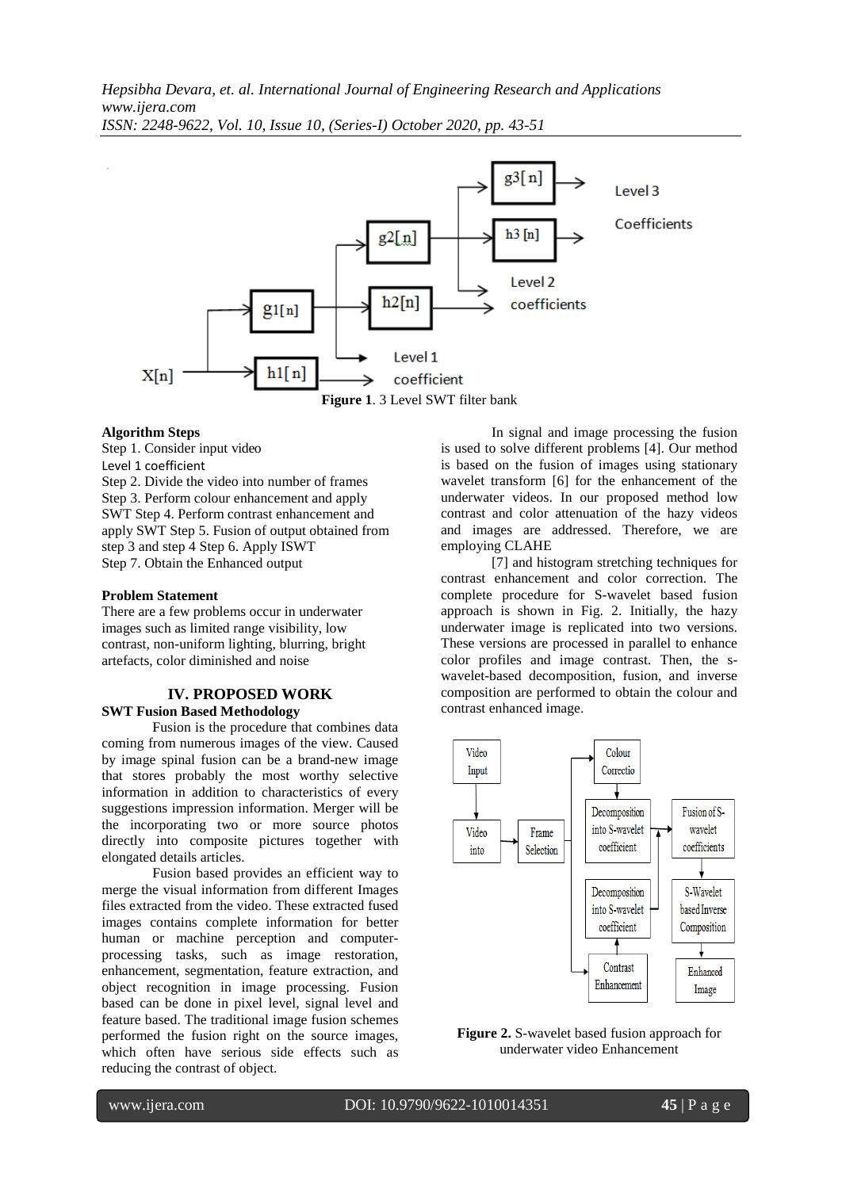**Figure 1**. 3 Level SWT filter bank

**Algorithm Steps**

Step 1. Consider input video

Level 1 coefficient

Step 2. Divide the video into number of frames

Step 3. Perform colour enhancement and apply SWT Step 4. Perform contrast enhancement and apply SWT Step 5. Fusion of output obtained from step 3 and step 4 Step 6. Apply ISWT

Step 7. Obtain the Enhanced output

**Problem Statement**

There are a few problems occur in underwater images such as limited range visibility, low contrast, non-uniform lighting, blurring, bright artefacts, color diminished and noise

## IV. PROPOSED WORK

**SWT Fusion Based Methodology**

Fusion is the procedure that combines data coming from numerous images of the view. Caused by image spinal fusion can be a brand-new image that stores probably the most worthy selective information in addition to characteristics of every suggestions impression information. Merger will be the incorporating two or more source photos directly into composite pictures together with elongated details articles.

Fusion based provides an efficient way to merge the visual information from different Images files extracted from the video. These extracted fused images contains complete information for better human or machine perception and computer-processing tasks, such as image restoration, enhancement, segmentation, feature extraction, and object recognition in image processing. Fusion based can be done in pixel level, signal level and feature based. The traditional image fusion schemes performed the fusion right on the source images, which often have serious side effects such as reducing the contrast of object.

In signal and image processing the fusion is used to solve different problems [4]. Our method is based on the fusion of images using stationary wavelet transform [6] for the enhancement of the underwater videos. In our proposed method low contrast and color attenuation of the hazy videos and images are addressed. Therefore, we are employing CLAHE

[7] and histogram stretching techniques for contrast enhancement and color correction. The complete procedure for S-wavelet based fusion approach is shown in Fig. 2. Initially, the hazy underwater image is replicated into two versions. These versions are processed in parallel to enhance color profiles and image contrast. Then, the s-wavelet-based decomposition, fusion, and inverse composition are performed to obtain the colour and contrast enhanced image.

**Figure 2.** S-wavelet based fusion approach for underwater video Enhancement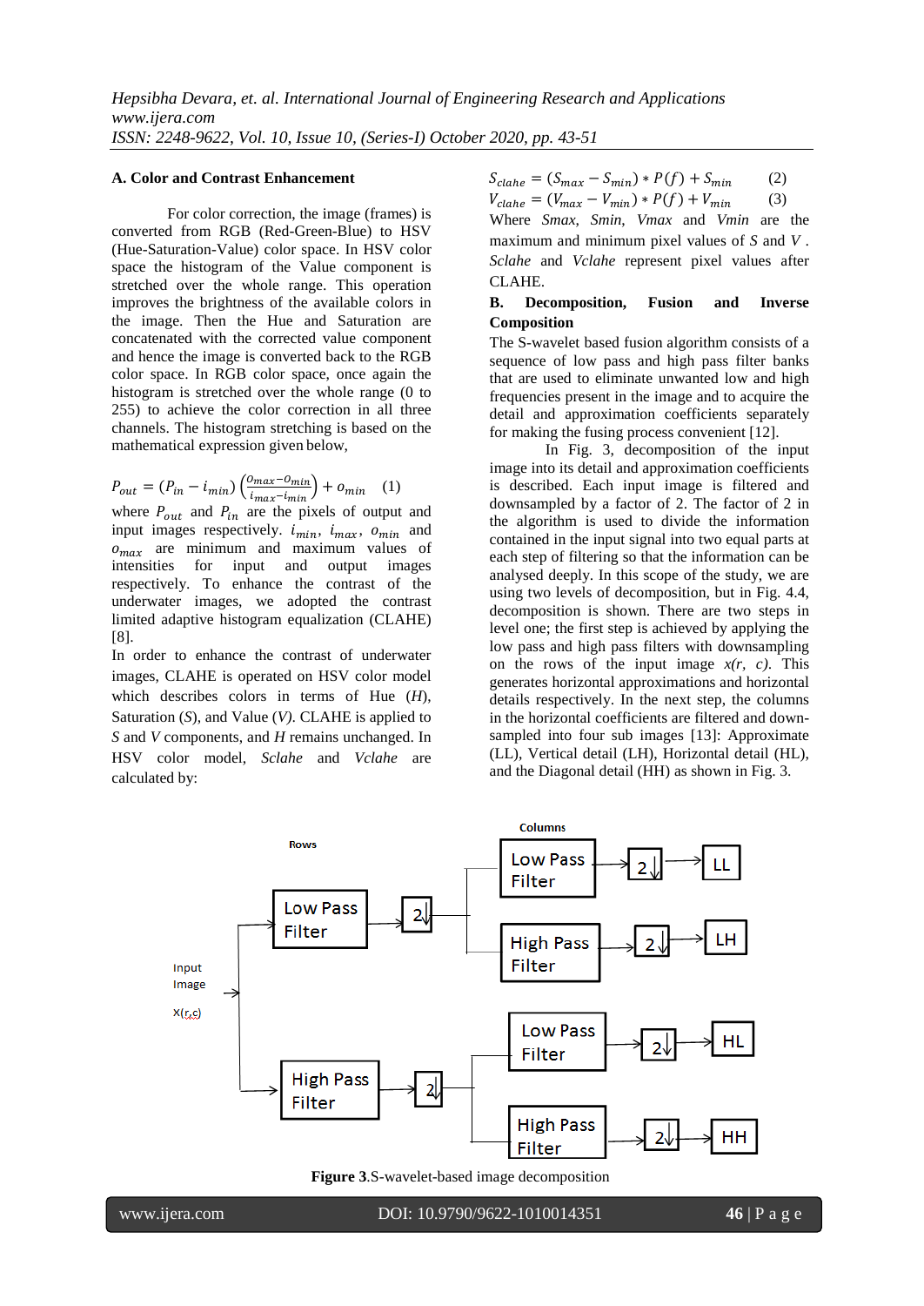### A. Color and Contrast Enhancement

For color correction, the image (frames) is converted from RGB (Red-Green-Blue) to HSV (Hue-Saturation-Value) color space. In HSV color space the histogram of the Value component is stretched over the whole range. This operation improves the brightness of the available colors in the image. Then the Hue and Saturation are concatenated with the corrected value component and hence the image is converted back to the RGB color space. In RGB color space, once again the histogram is stretched over the whole range (0 to 255) to achieve the color correction in all three channels. The histogram stretching is based on the mathematical expression given below,

$$P_{out} = (P_{in} - i_{min})\left(\frac{o_{max} - o_{min}}{i_{max} - i_{min}}\right) + o_{min} \quad (1)$$

where $P_{out}$ and $P_{in}$ are the pixels of output and input images respectively. $i_{min}$, $i_{max}$, $o_{min}$ and $o_{max}$ are minimum and maximum values of intensities for input and output images respectively. To enhance the contrast of the underwater images, we adopted the contrast limited adaptive histogram equalization (CLAHE) [8].

In order to enhance the contrast of underwater images, CLAHE is operated on HSV color model which describes colors in terms of Hue (*H*), Saturation (*S*), and Value (*V*). CLAHE is applied to *S* and *V* components, and *H* remains unchanged. In HSV color model, *Sclahe* and *Vclahe* are calculated by:

$$S_{clahe} = (S_{max} - S_{min}) * P(f) + S_{min} \quad (2)$$

$$V_{clahe} = (V_{max} - V_{min}) * P(f) + V_{min} \quad (3)$$

Where *Smax*, *Smin*, *Vmax* and *Vmin* are the maximum and minimum pixel values of *S* and *V* . *Sclahe* and *Vclahe* represent pixel values after CLAHE.

### B. Decomposition, Fusion and Inverse Composition

The S-wavelet based fusion algorithm consists of a sequence of low pass and high pass filter banks that are used to eliminate unwanted low and high frequencies present in the image and to acquire the detail and approximation coefficients separately for making the fusing process convenient [12].

In Fig. 3, decomposition of the input image into its detail and approximation coefficients is described. Each input image is filtered and downsampled by a factor of 2. The factor of 2 in the algorithm is used to divide the information contained in the input signal into two equal parts at each step of filtering so that the information can be analysed deeply. In this scope of the study, we are using two levels of decomposition, but in Fig. 4.4, decomposition is shown. There are two steps in level one; the first step is achieved by applying the low pass and high pass filters with downsampling on the rows of the input image *x(r, c)*. This generates horizontal approximations and horizontal details respectively. In the next step, the columns in the horizontal coefficients are filtered and down-sampled into four sub images [13]: Approximate (LL), Vertical detail (LH), Horizontal detail (HL), and the Diagonal detail (HH) as shown in Fig. 3.

**Figure 3**.S-wavelet-based image decomposition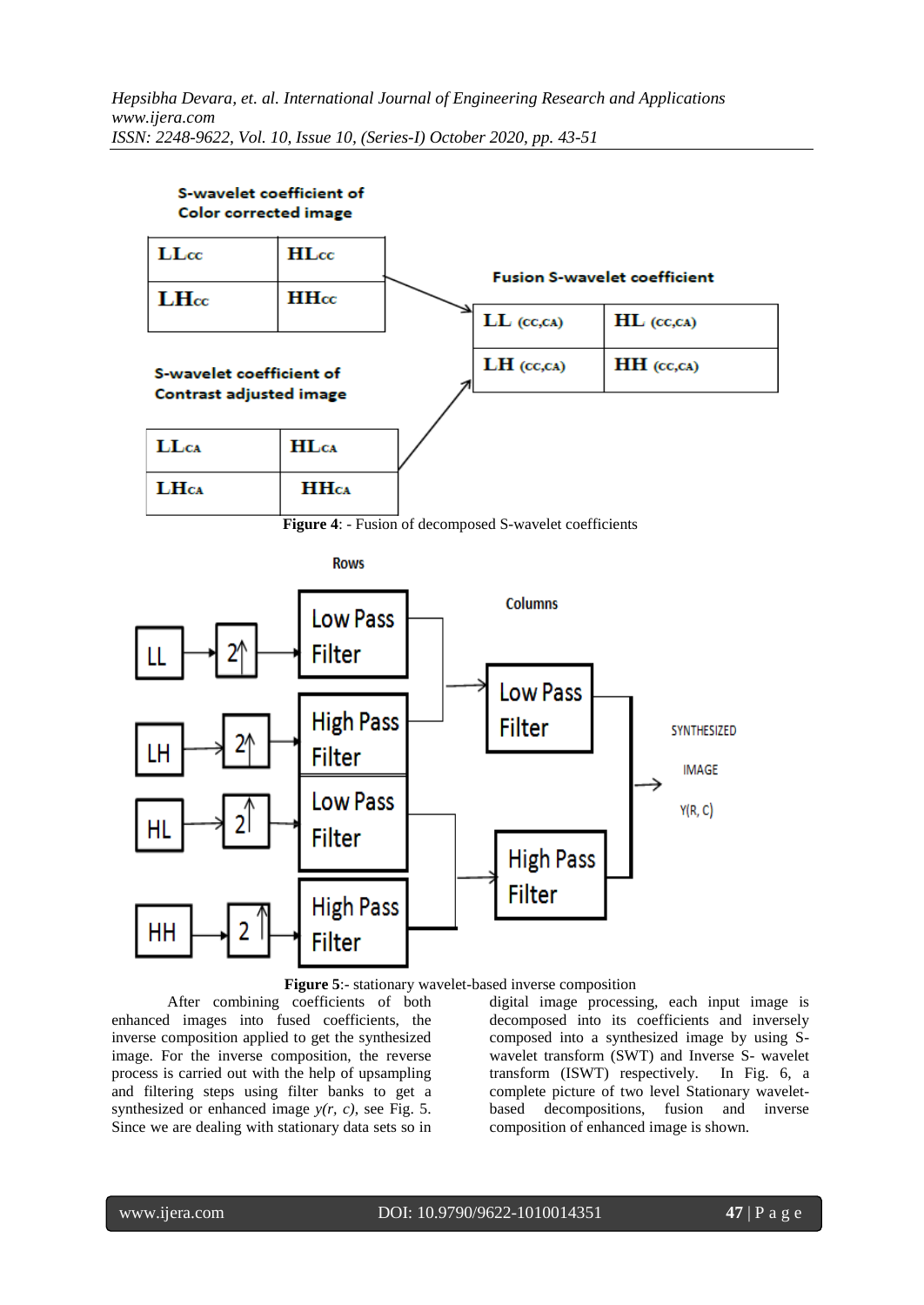**Figure 4**: - Fusion of decomposed S-wavelet coefficients

**Figure 5**:- stationary wavelet-based inverse composition

After combining coefficients of both enhanced images into fused coefficients, the inverse composition applied to get the synthesized image. For the inverse composition, the reverse process is carried out with the help of upsampling and filtering steps using filter banks to get a synthesized or enhanced image *y(r, c)*, see Fig. 5. Since we are dealing with stationary data sets so in digital image processing, each input image is decomposed into its coefficients and inversely composed into a synthesized image by using S-wavelet transform (SWT) and Inverse S- wavelet transform (ISWT) respectively. In Fig. 6, a complete picture of two level Stationary wavelet-based decompositions, fusion and inverse composition of enhanced image is shown.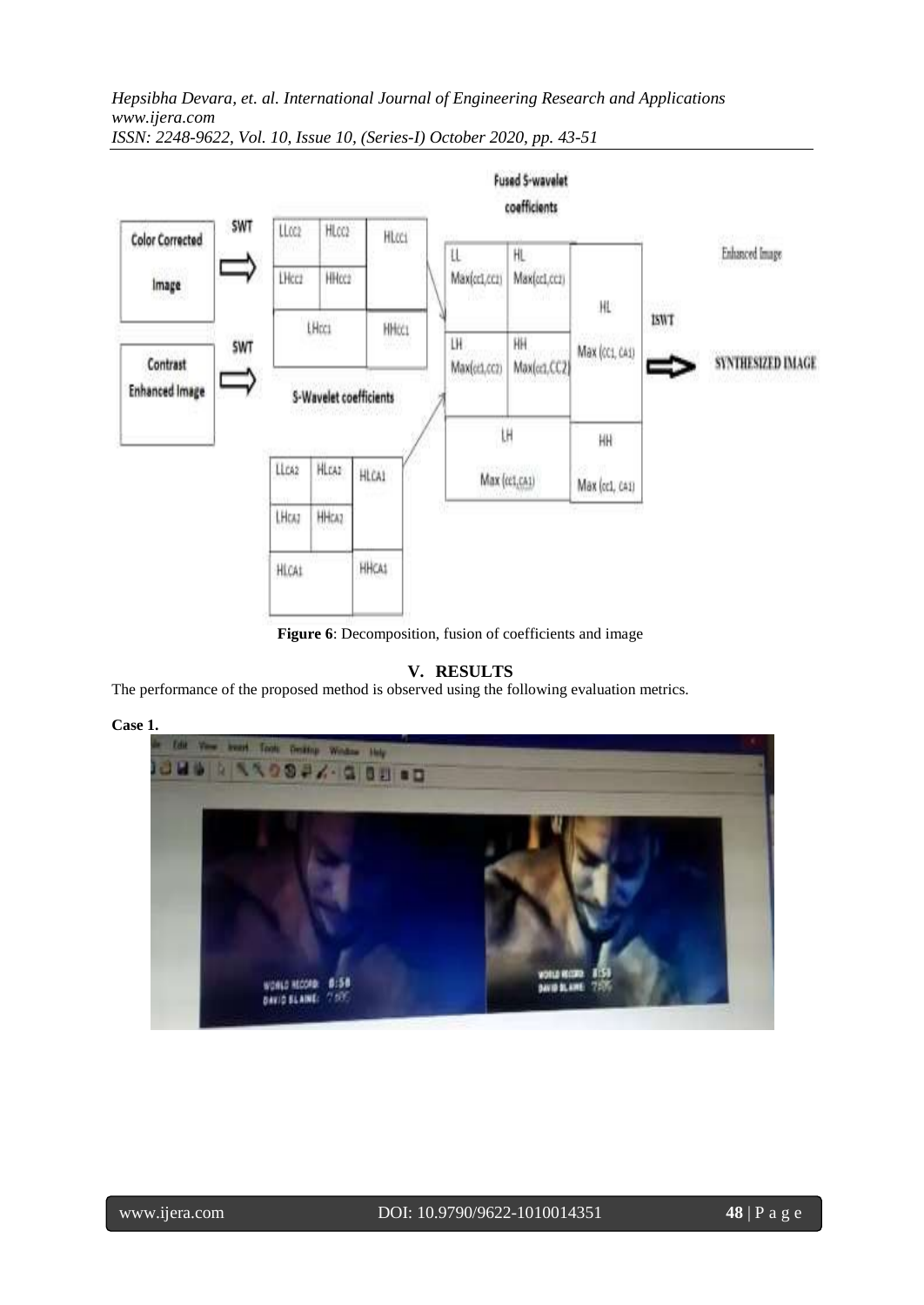**Figure 6**: Decomposition, fusion of coefficients and image

## V. RESULTS

The performance of the proposed method is observed using the following evaluation metrics.

**Case 1.**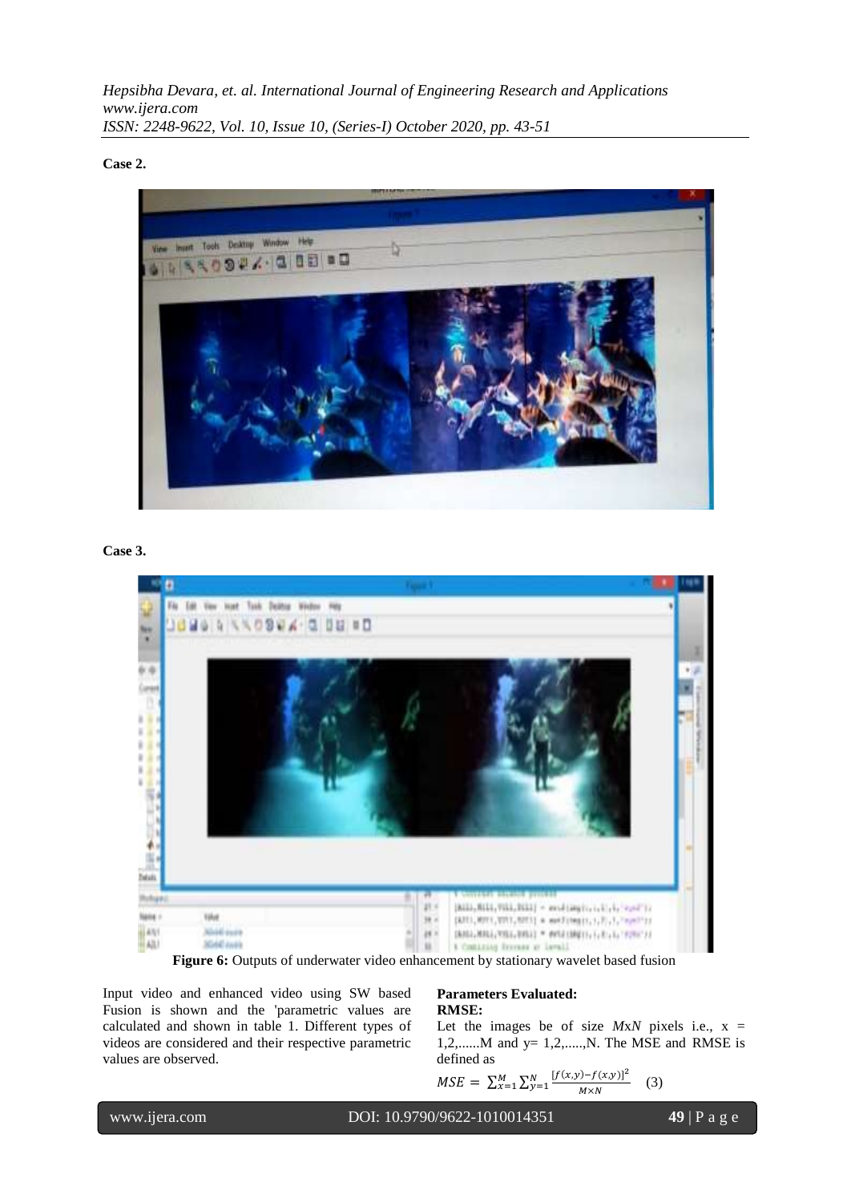**Case 2.**

**Case 3.**

**Figure 6:** Outputs of underwater video enhancement by stationary wavelet based fusion

Input video and enhanced video using SW based Fusion is shown and the 'parametric values are calculated and shown in table 1. Different types of videos are considered and their respective parametric values are observed.

**Parameters Evaluated:**

**RMSE:**

Let the images be of size *M*x*N* pixels i.e., x = 1,2,......M and y= 1,2,.....,N. The MSE and RMSE is defined as

$$MSE = \sum_{x=1}^{M}\sum_{y=1}^{N}\frac{[f(x,y)-f(x,y)]^2}{M\times N} \quad (3)$$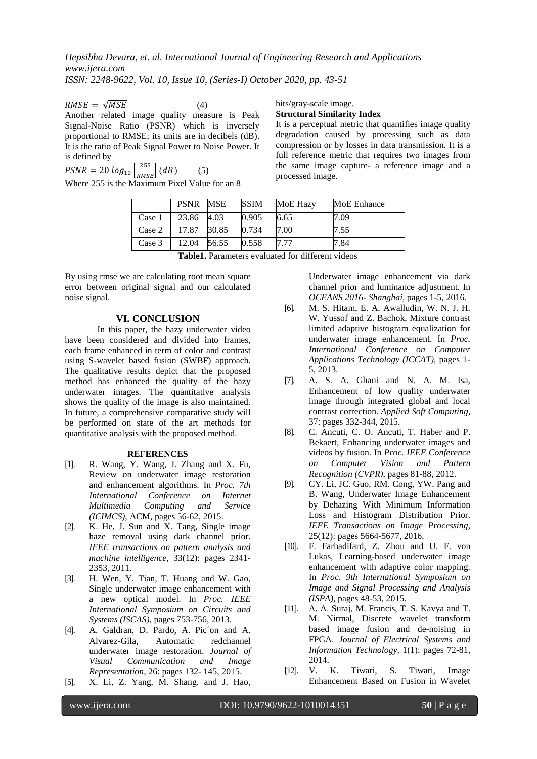$$RMSE = \sqrt{MSE} \qquad (4)$$

Another related image quality measure is Peak Signal-Noise Ratio (PSNR) which is inversely proportional to RMSE; its units are in decibels (dB). It is the ratio of Peak Signal Power to Noise Power. It is defined by

$$PSNR = 20\, log_{10}\left[\frac{255}{RMSE}\right](dB) \qquad (5)$$

Where 255 is the Maximum Pixel Value for an 8 bits/gray-scale image.

**Structural Similarity Index**

It is a perceptual metric that quantifies image quality degradation caused by processing such as data compression or by losses in data transmission. It is a full reference metric that requires two images from the same image capture- a reference image and a processed image.

| | PSNR | MSE | SSIM | MoE Hazy | MoE Enhance |
|---|---|---|---|---|---|
| Case 1 | 23.86 | 4.03 | 0.905 | 6.65 | 7.09 |
| Case 2 | 17.87 | 30.85 | 0.734 | 7.00 | 7.55 |
| Case 3 | 12.04 | 56.55 | 0.558 | 7.77 | 7.84 |

**Table1.** Parameters evaluated for different videos

By using rmse we are calculating root mean square error between original signal and our calculated noise signal.

## VI. CONCLUSION

In this paper, the hazy underwater video have been considered and divided into frames, each frame enhanced in term of color and contrast using S-wavelet based fusion (SWBF) approach. The qualitative results depict that the proposed method has enhanced the quality of the hazy underwater images. The quantitative analysis shows the quality of the image is also maintained. In future, a comprehensive comparative study will be performed on state of the art methods for quantitative analysis with the proposed method.

### REFERENCES

[1]. R. Wang, Y. Wang, J. Zhang and X. Fu, Review on underwater image restoration and enhancement algorithms. In *Proc. 7th International Conference on Internet Multimedia Computing and Service (ICIMCS)*, ACM, pages 56-62, 2015.

[2]. K. He, J. Sun and X. Tang, Single image haze removal using dark channel prior. *IEEE transactions on pattern analysis and machine intelligence*, 33(12): pages 2341-2353, 2011.

[3]. H. Wen, Y. Tian, T. Huang and W. Gao, Single underwater image enhancement with a new optical model. In *Proc. IEEE International Symposium on Circuits and Systems (ISCAS)*, pages 753-756, 2013.

[4]. A. Galdran, D. Pardo, A. Pic´on and A. Alvarez-Gila, Automatic redchannel underwater image restoration. *Journal of Visual Communication and Image Representation*, 26: pages 132- 145, 2015.

[5]. X. Li, Z. Yang, M. Shang. and J. Hao, Underwater image enhancement via dark channel prior and luminance adjustment. In *OCEANS 2016- Shanghai*, pages 1-5, 2016.

[6]. M. S. Hitam, E. A. Awalludin, W. N. J. H. W. Yussof and Z. Bachok, Mixture contrast limited adaptive histogram equalization for underwater image enhancement. In *Proc. International Conference on Computer Applications Technology (ICCAT)*, pages 1-5, 2013.

[7]. A. S. A. Ghani and N. A. M. Isa, Enhancement of low quality underwater image through integrated global and local contrast correction. *Applied Soft Computing*, 37: pages 332-344, 2015.

[8]. C. Ancuti, C. O. Ancuti, T. Haber and P. Bekaert, Enhancing underwater images and videos by fusion. In *Proc. IEEE Conference on Computer Vision and Pattern Recognition (CVPR)*, pages 81-88, 2012.

[9]. CY. Li, JC. Guo, RM. Cong, YW. Pang and B. Wang, Underwater Image Enhancement by Dehazing With Minimum Information Loss and Histogram Distribution Prior. *IEEE Transactions on Image Processing*, 25(12): pages 5664-5677, 2016.

[10]. F. Farhadifard, Z. Zhou and U. F. von Lukas, Learning-based underwater image enhancement with adaptive color mapping. In *Proc. 9th International Symposium on Image and Signal Processing and Analysis (ISPA)*, pages 48-53, 2015.

[11]. A. A. Suraj, M. Francis, T. S. Kavya and T. M. Nirmal, Discrete wavelet transform based image fusion and de-noising in FPGA. *Journal of Electrical Systems and Information Technology*, 1(1): pages 72-81, 2014.

[12]. V. K. Tiwari, S. Tiwari, Image Enhancement Based on Fusion in Wavelet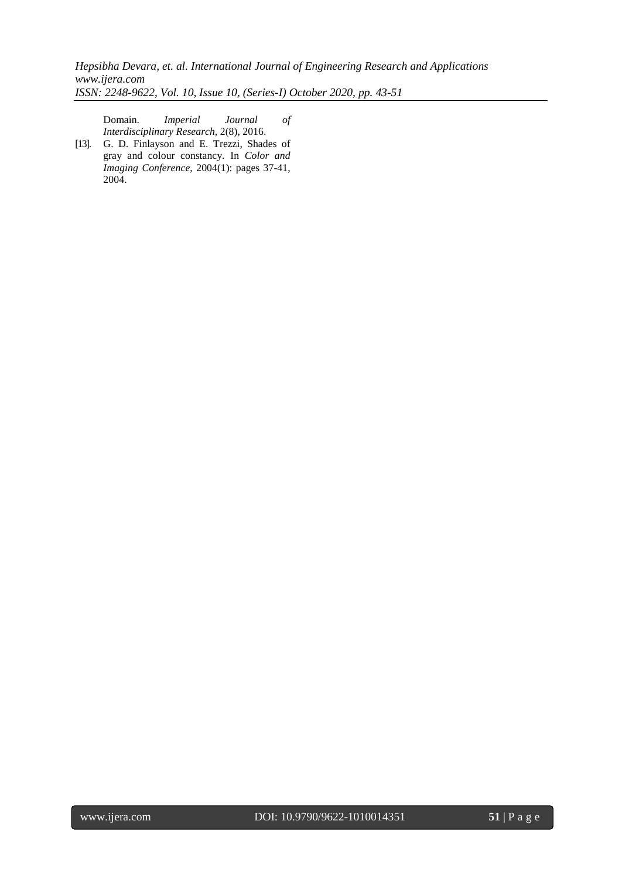Domain. *Imperial Journal of Interdisciplinary Research*, 2(8), 2016.

[13]. G. D. Finlayson and E. Trezzi, Shades of gray and colour constancy. In *Color and Imaging Conference*, 2004(1): pages 37-41, 2004.